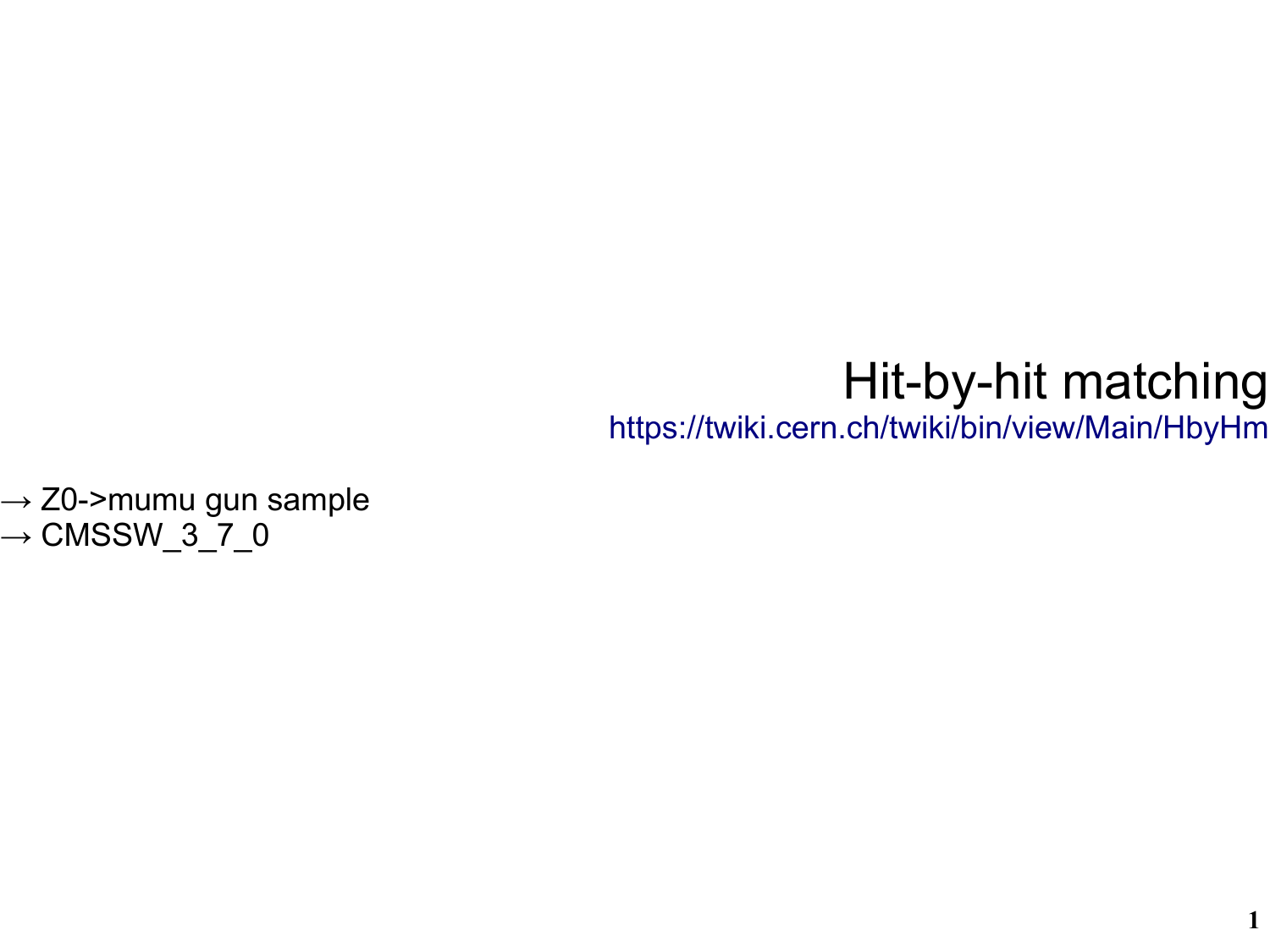# Hit-by-hit matching

https://twiki.cern.ch/twiki/bin/view/Main/HbyHm

→ Z0->mumu gun sample

→ CMSSW_3_7_0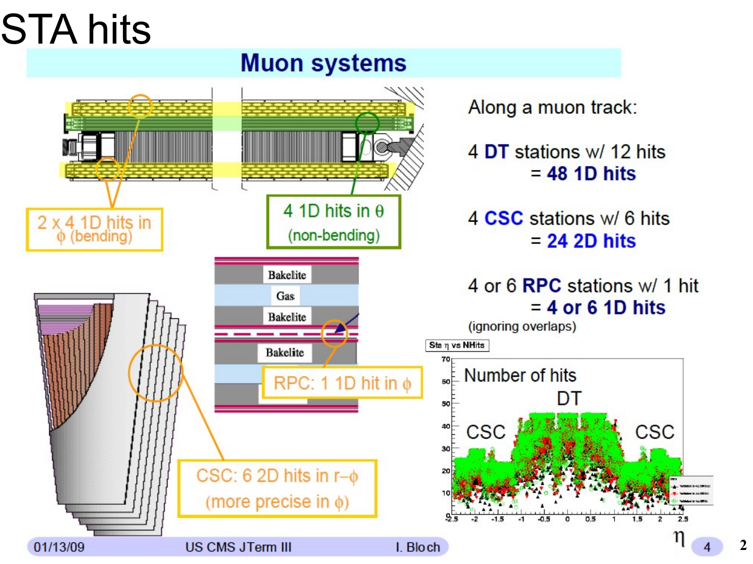# STA hits

## Muon systems

2 x 4 1D hits in $\phi$ (bending)

4 1D hits in $\theta$ (non-bending)

RPC: 1 1D hit in $\phi$

CSC: 6 2D hits in r–$\phi$ (more precise in $\phi$)

Along a muon track:

4 **DT** stations w/ 12 hits
= **48 1D hits**

4 **CSC** stations w/ 6 hits
= **24 2D hits**

4 or 6 **RPC** stations w/ 1 hit
= **4 or 6 1D hits**

(ignoring overlaps)

Sta $\eta$ vs NHits

Number of hits

DT

CSC

CSC

$\eta$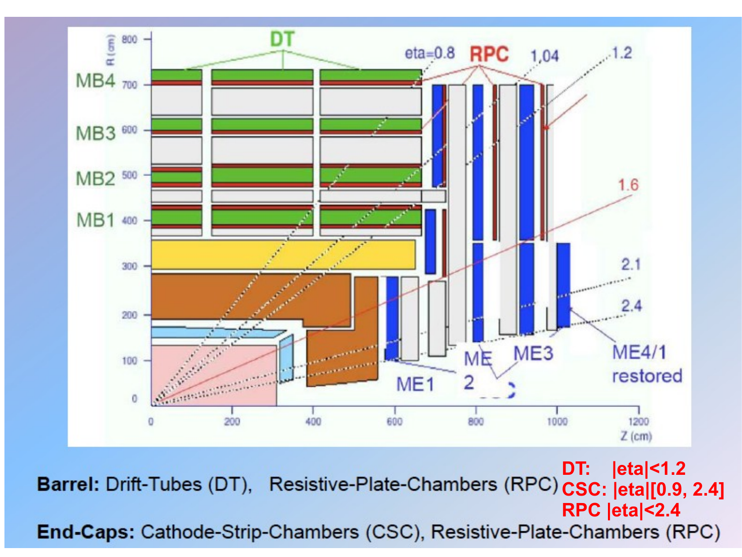**Barrel:** Drift-Tubes (DT), Resistive-Plate-Chambers (RPC)

**End-Caps:** Cathode-Strip-Chambers (CSC), Resistive-Plate-Chambers (RPC)

DT: |eta|<1.2
CSC: |eta|[0.9, 2.4]
RPC |eta|<2.4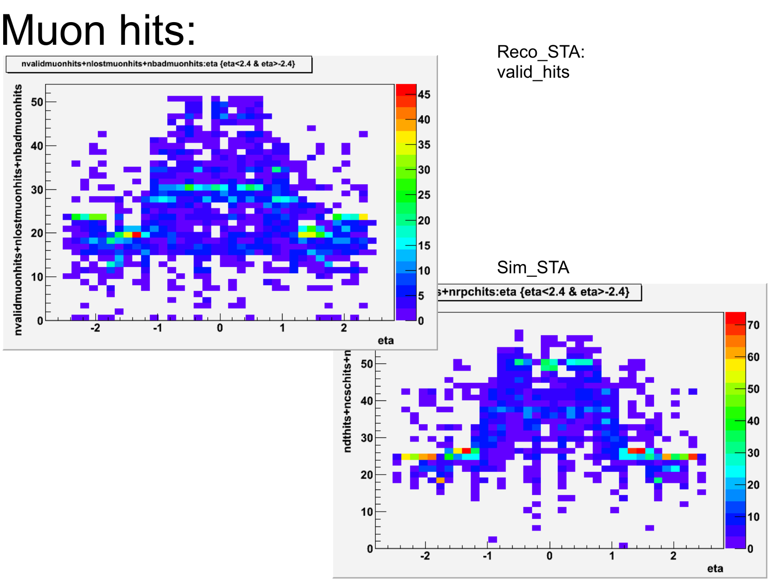# Muon hits:

Reco_STA:
valid_hits

Sim_STA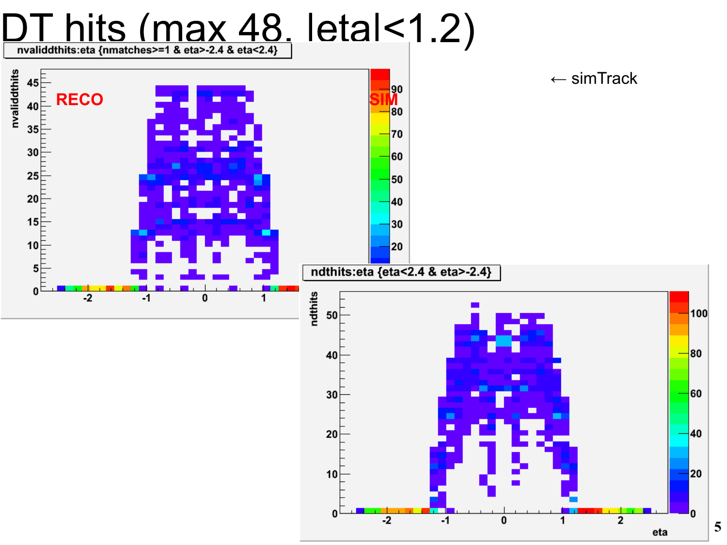# DT hits (max 48, |eta|<1.2)

← simTrack

nvaliddthits:eta {nmatches>=1 & eta>-2.4 & eta<2.4}

RECO

SIM

ndthits:eta {eta<2.4 & eta>-2.4}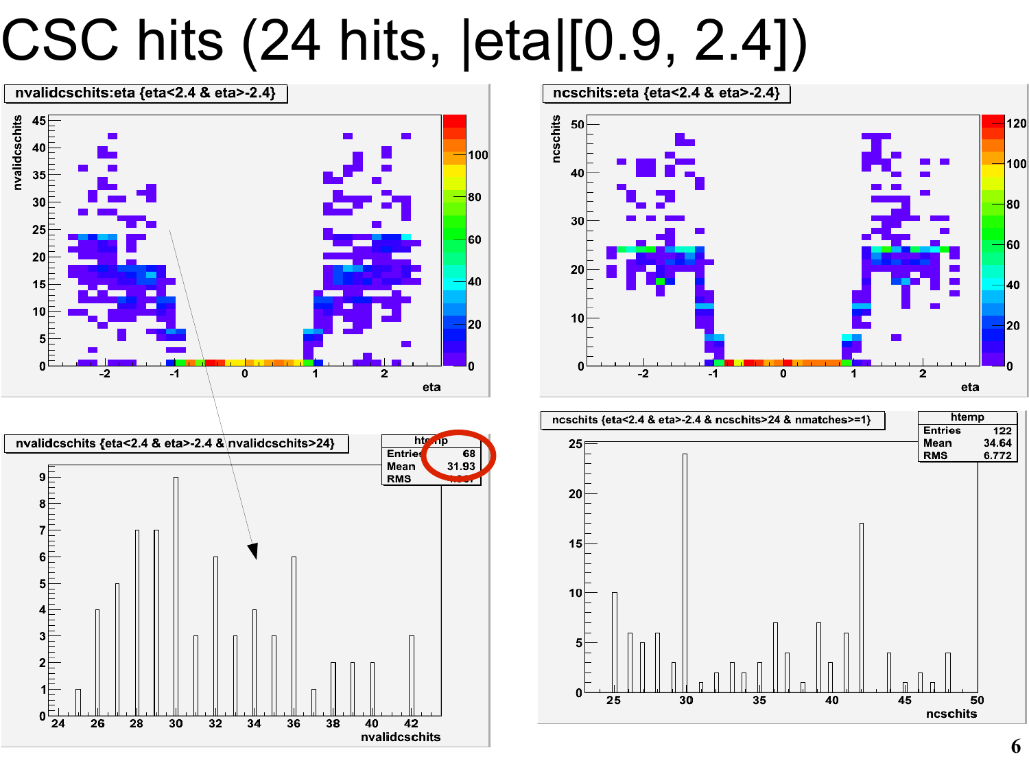# CSC hits (24 hits, |eta|[0.9, 2.4])

nvalidcschits:eta {eta<2.4 & eta>-2.4}

ncschits:eta {eta<2.4 & eta>-2.4}

nvalidcschits {eta<2.4 & eta>-2.4 & nvalidcschits>24}

| htemp | |
|---|---|
| Entries | 68 |
| Mean | 31.93 |
| RMS | |

ncschits {eta<2.4 & eta>-2.4 & ncschits>24 & nmatches>=1}

| htemp | |
|---|---|
| Entries | 122 |
| Mean | 34.64 |
| RMS | 6.772 |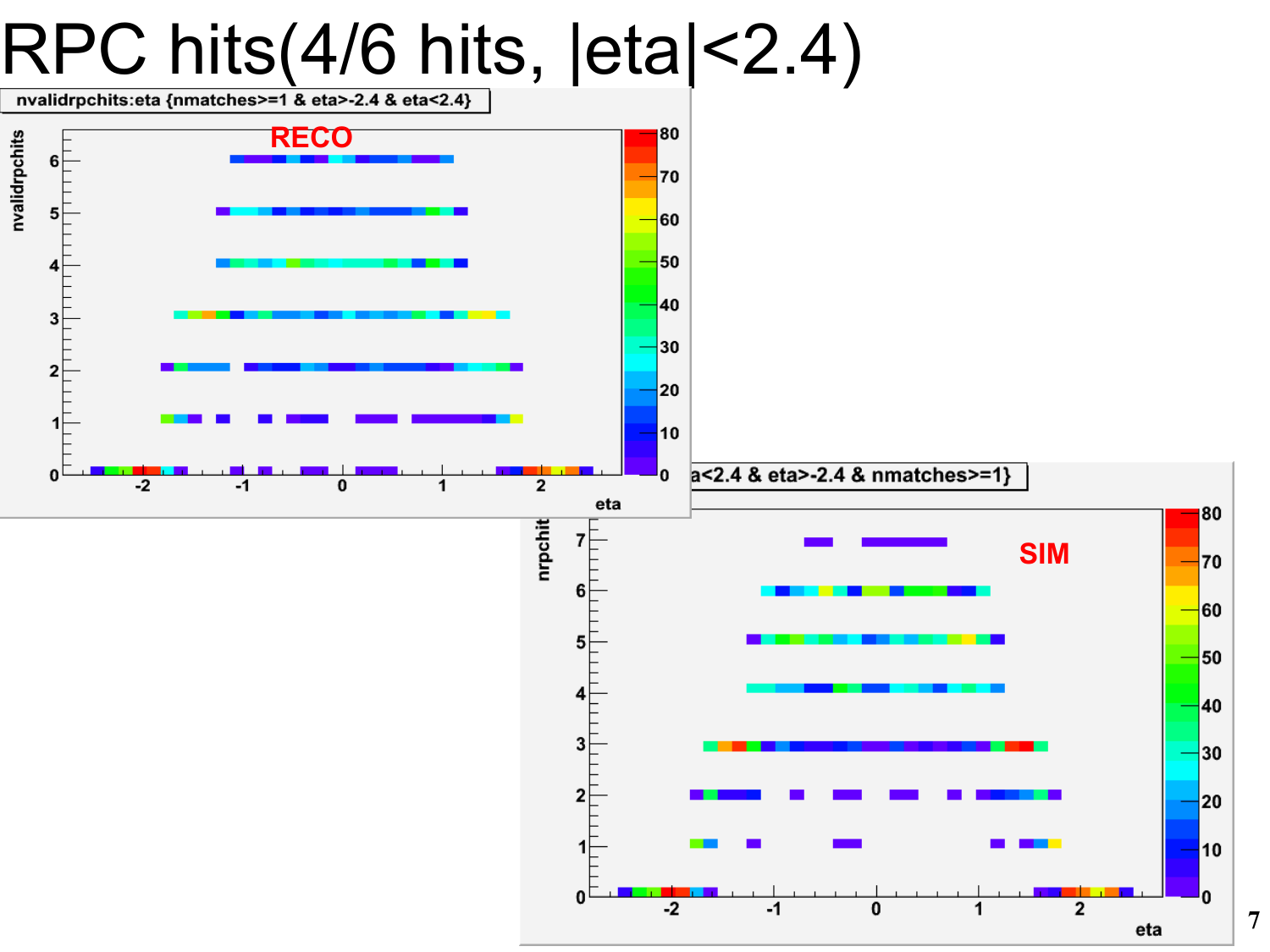# RPC hits(4/6 hits, |eta|<2.4)

nvalidrpchits:eta {nmatches>=1 & eta>-2.4 & eta<2.4}

RECO

a<2.4 & eta>-2.4 & nmatches>=1}

SIM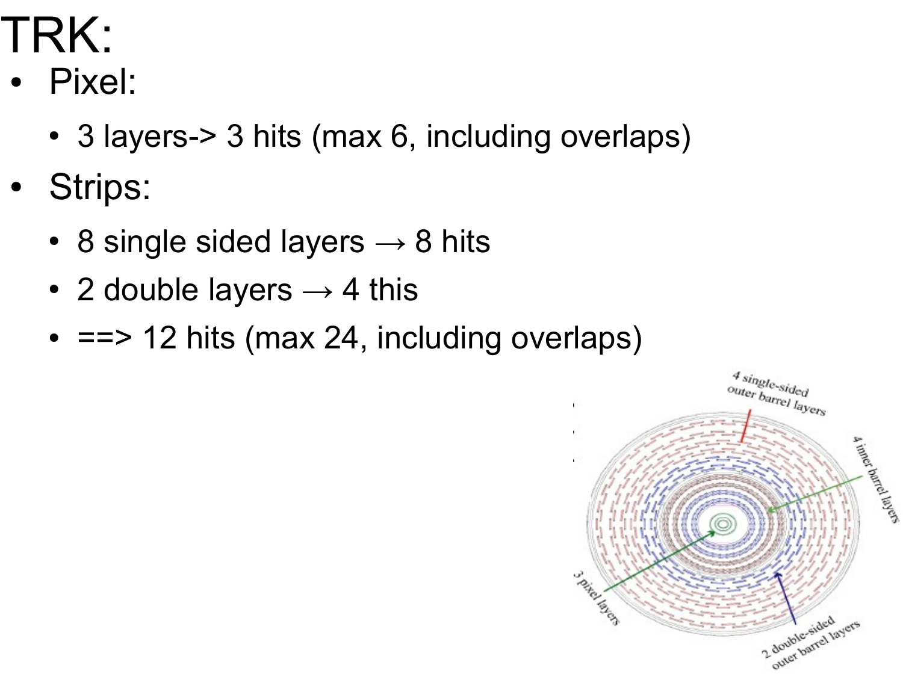# TRK:

- Pixel:
  - 3 layers-> 3 hits (max 6, including overlaps)
- Strips:
  - 8 single sided layers → 8 hits
  - 2 double layers → 4 this
  - ==> 12 hits (max 24, including overlaps)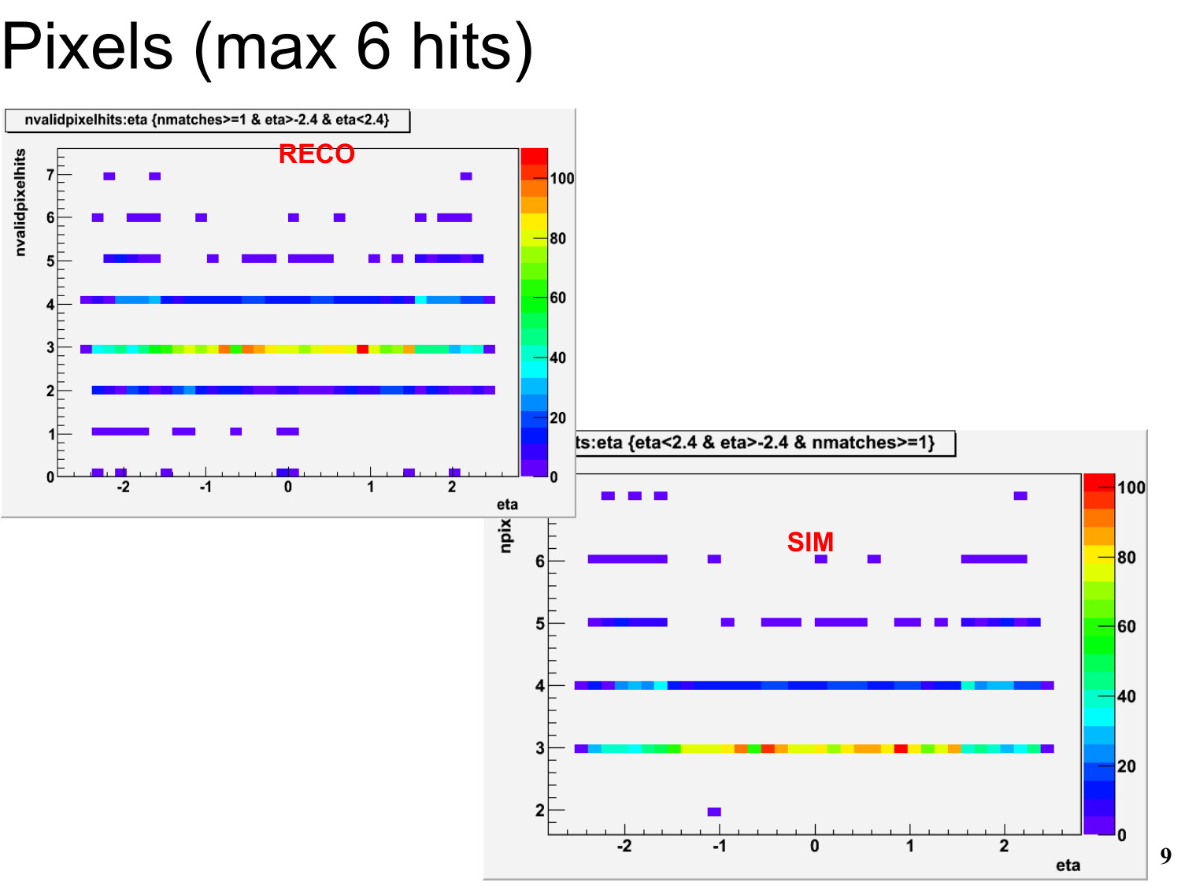# Pixels (max 6 hits)

nvalidpixelhits:eta {nmatches>=1 & eta>-2.4 & eta<2.4}

RECO

...ts:eta {eta<2.4 & eta>-2.4 & nmatches>=1}

SIM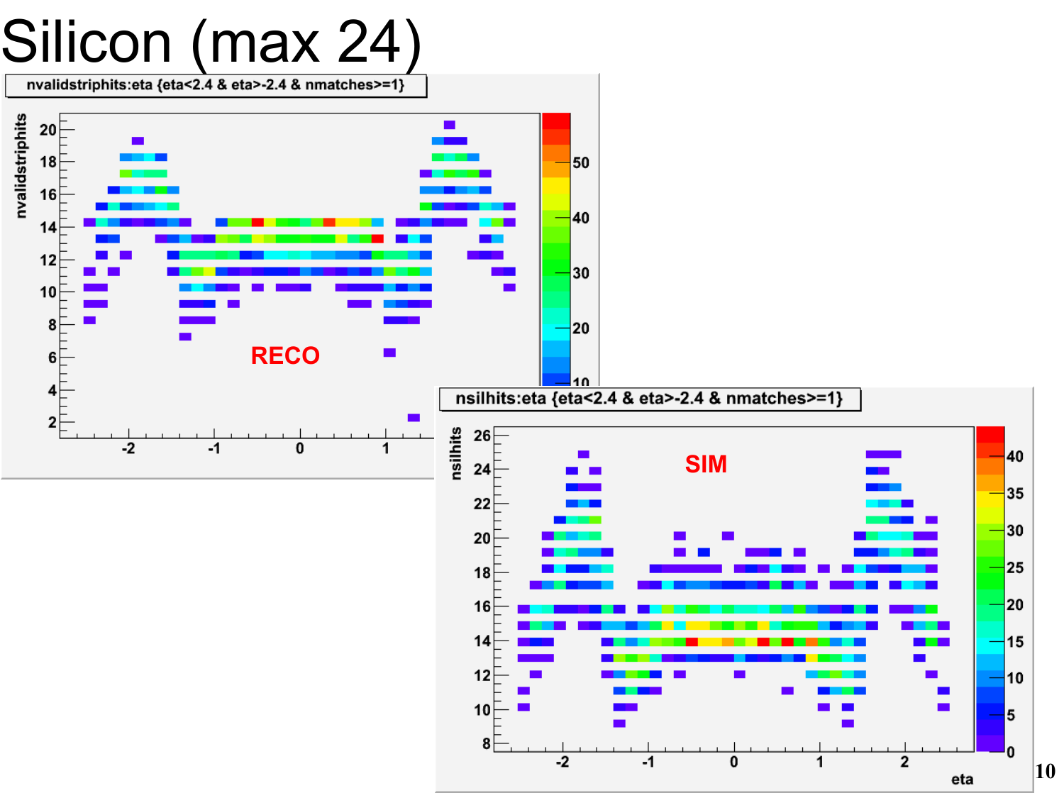# Silicon (max 24)

nvalidstriphits:eta {eta<2.4 & eta>-2.4 & nmatches>=1}

RECO

nsilhits:eta {eta<2.4 & eta>-2.4 & nmatches>=1}

SIM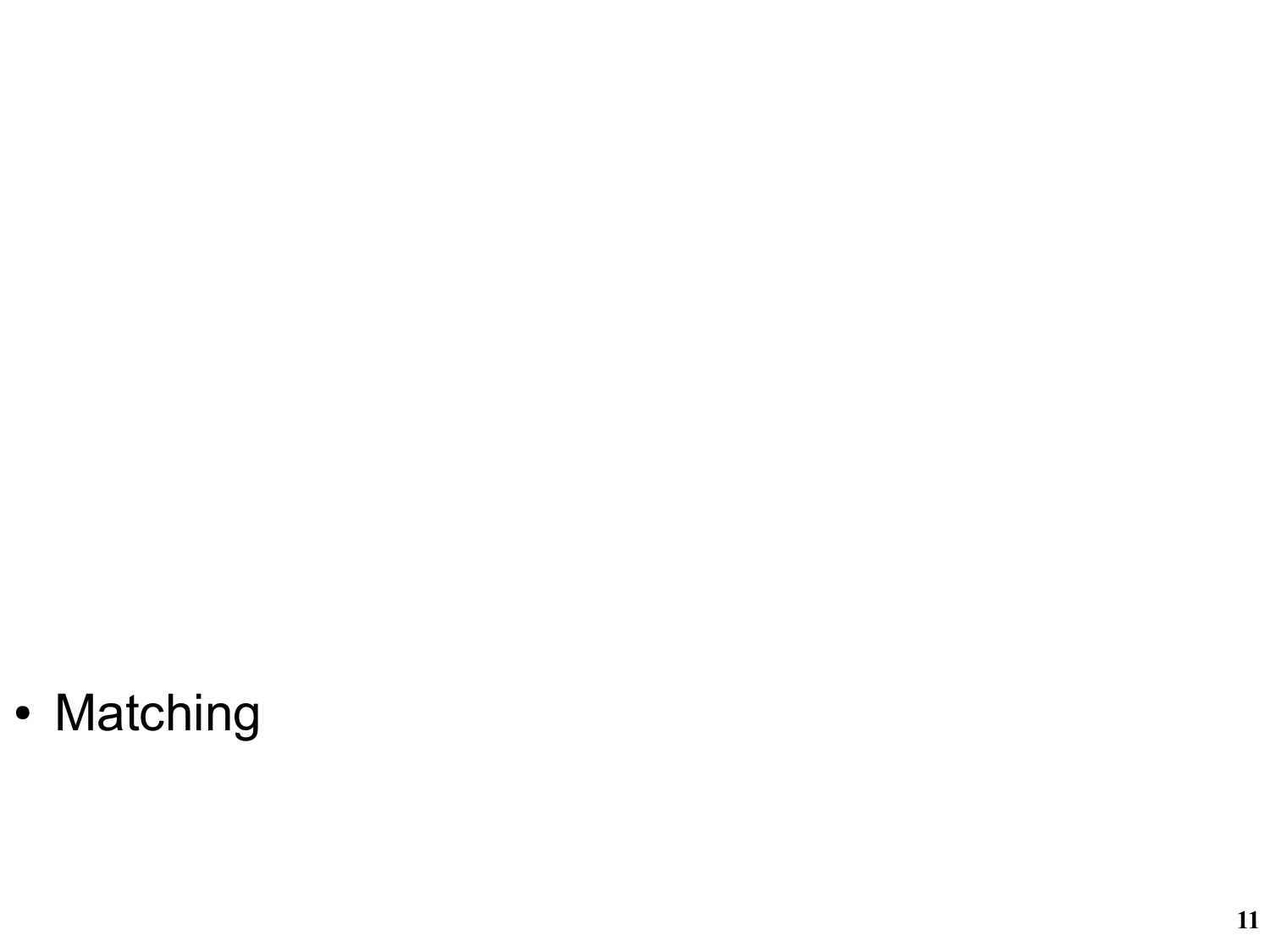- Matching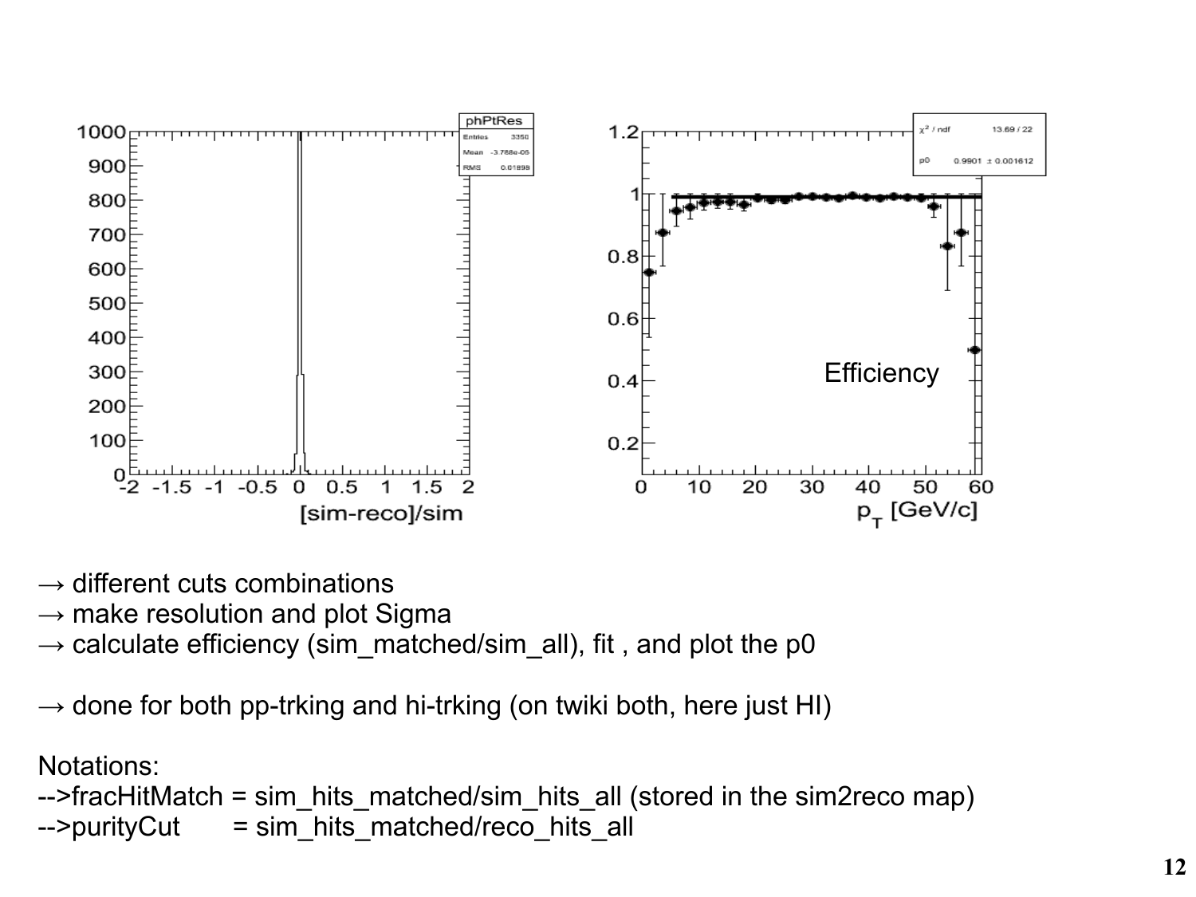→ different cuts combinations
→ make resolution and plot Sigma
→ calculate efficiency (sim_matched/sim_all), fit , and plot the p0

→ done for both pp-trking and hi-trking (on twiki both, here just HI)

Notations:
-->fracHitMatch = sim_hits_matched/sim_hits_all (stored in the sim2reco map)
-->purityCut = sim_hits_matched/reco_hits_all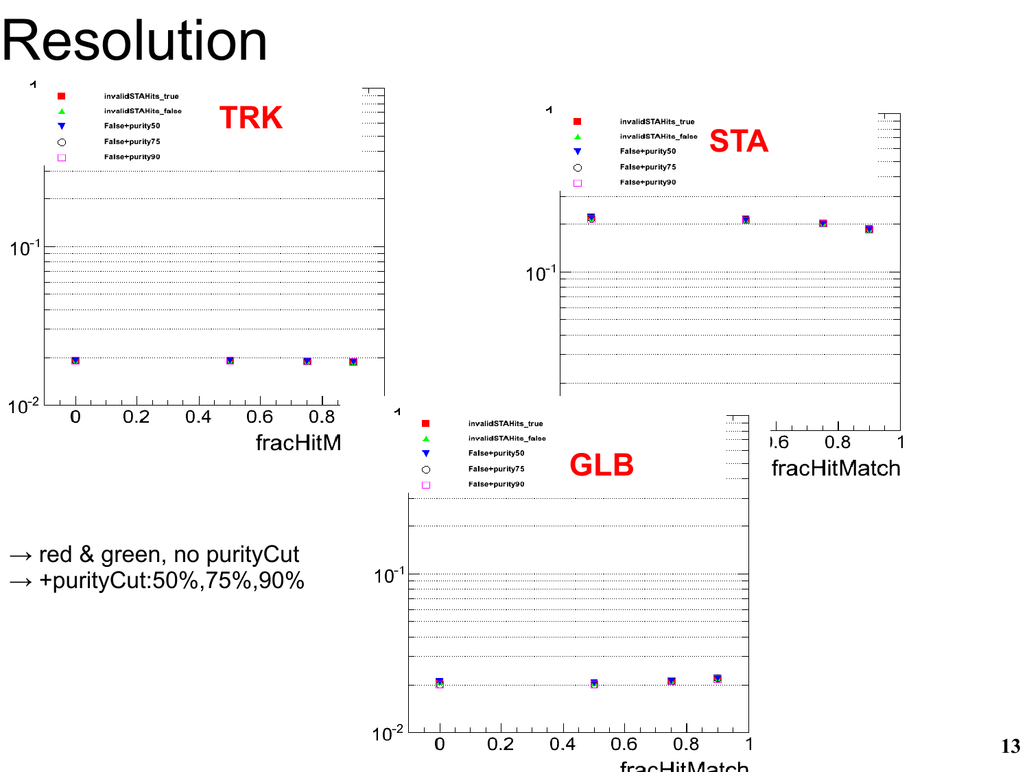# Resolution

→ red & green, no purityCut

→ +purityCut:50%,75%,90%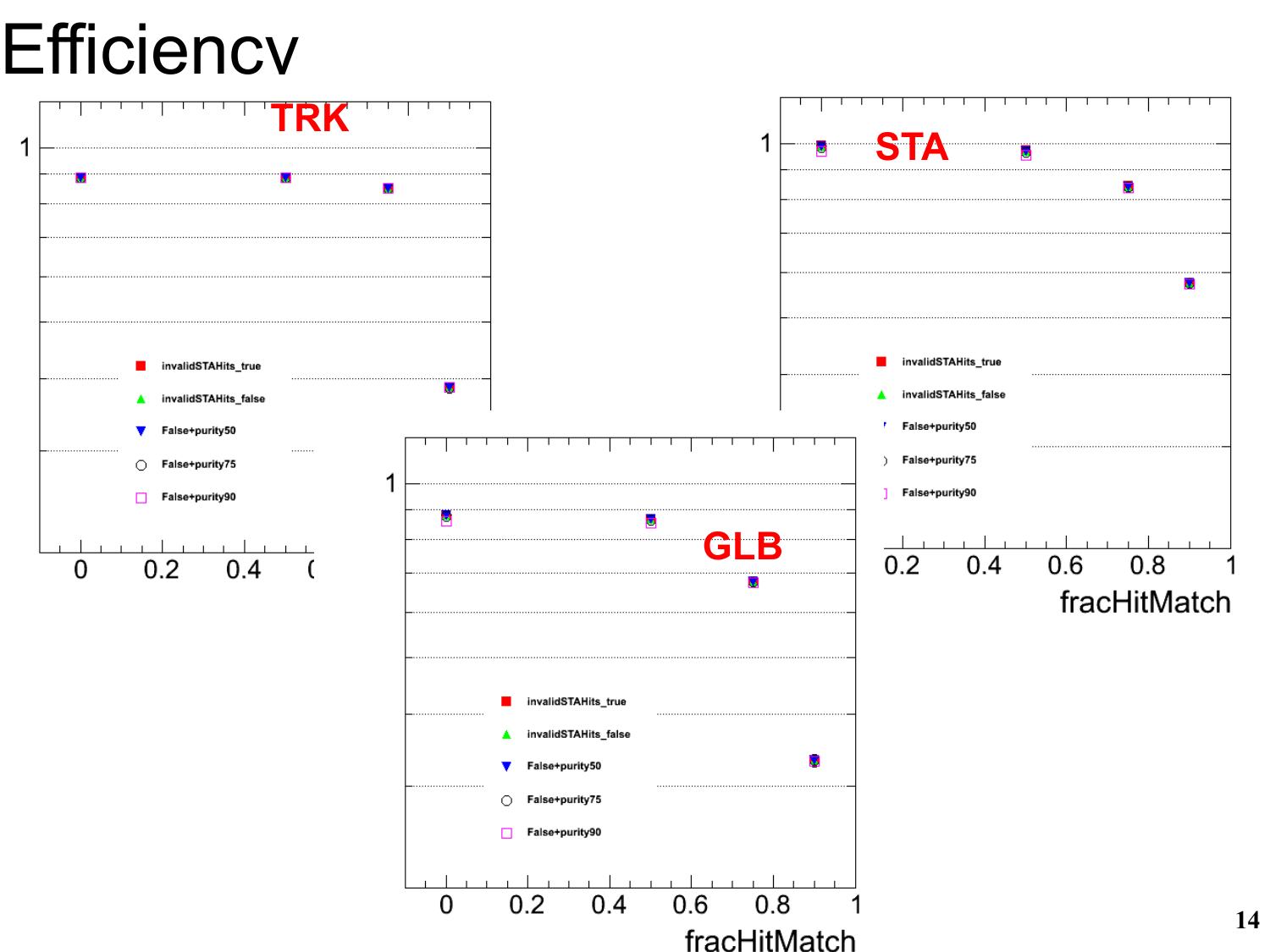# Efficiency

**TRK**

1

- invalidSTAHits_true
- invalidSTAHits_false
- False+purity50
- False+purity75
- False+purity90

0 0.2 0.4

**STA**

1

- invalidSTAHits_true
- invalidSTAHits_false
- False+purity50
- False+purity75
- False+purity90

0.2 0.4 0.6 0.8 1

fracHitMatch

**GLB**

1

- invalidSTAHits_true
- invalidSTAHits_false
- False+purity50
- False+purity75
- False+purity90

0 0.2 0.4 0.6 0.8 1

fracHitMatch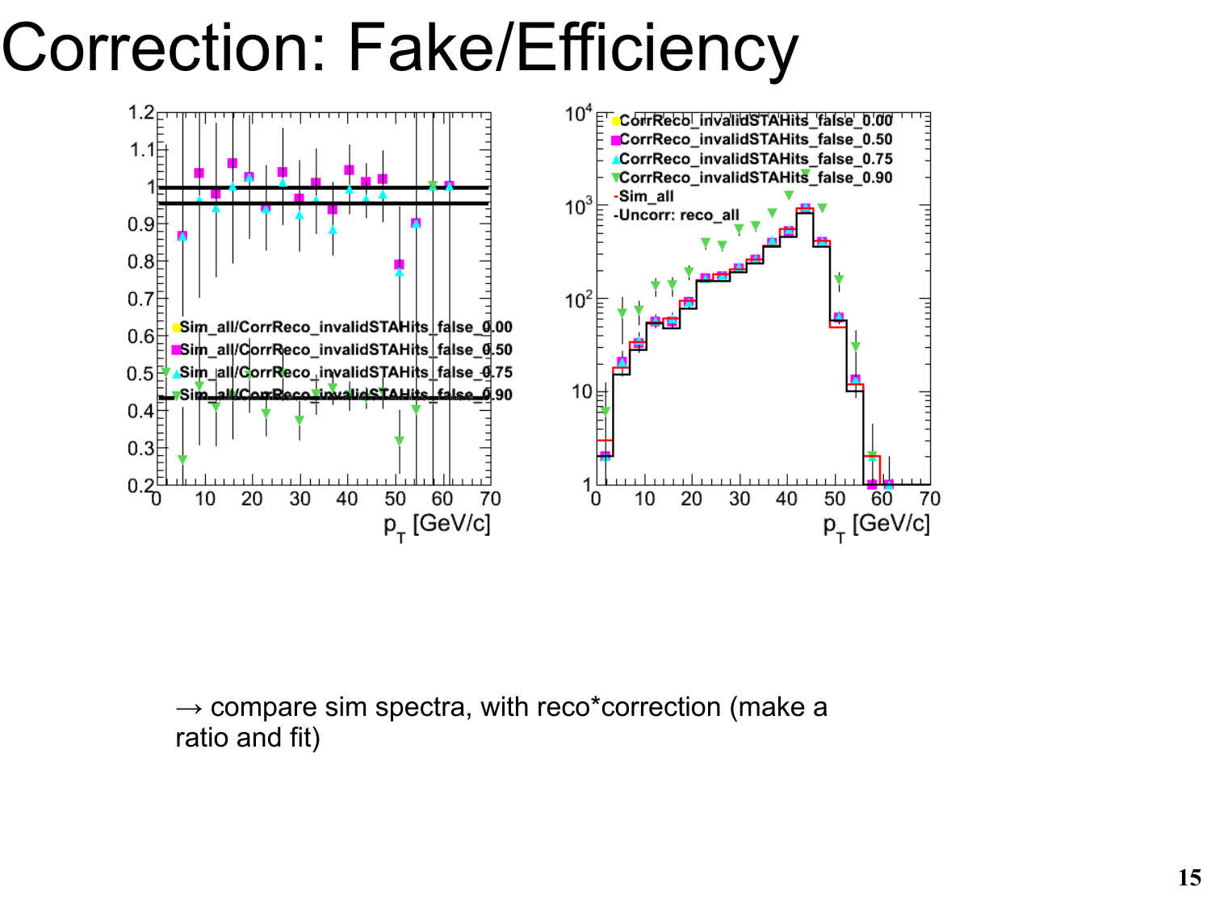# Correction: Fake/Efficiency

→ compare sim spectra, with reco*correction (make a ratio and fit)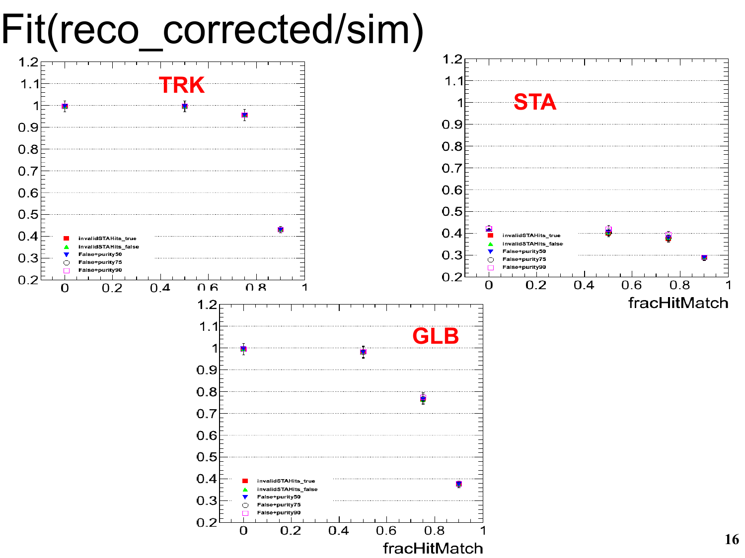# Fit(reco_corrected/sim)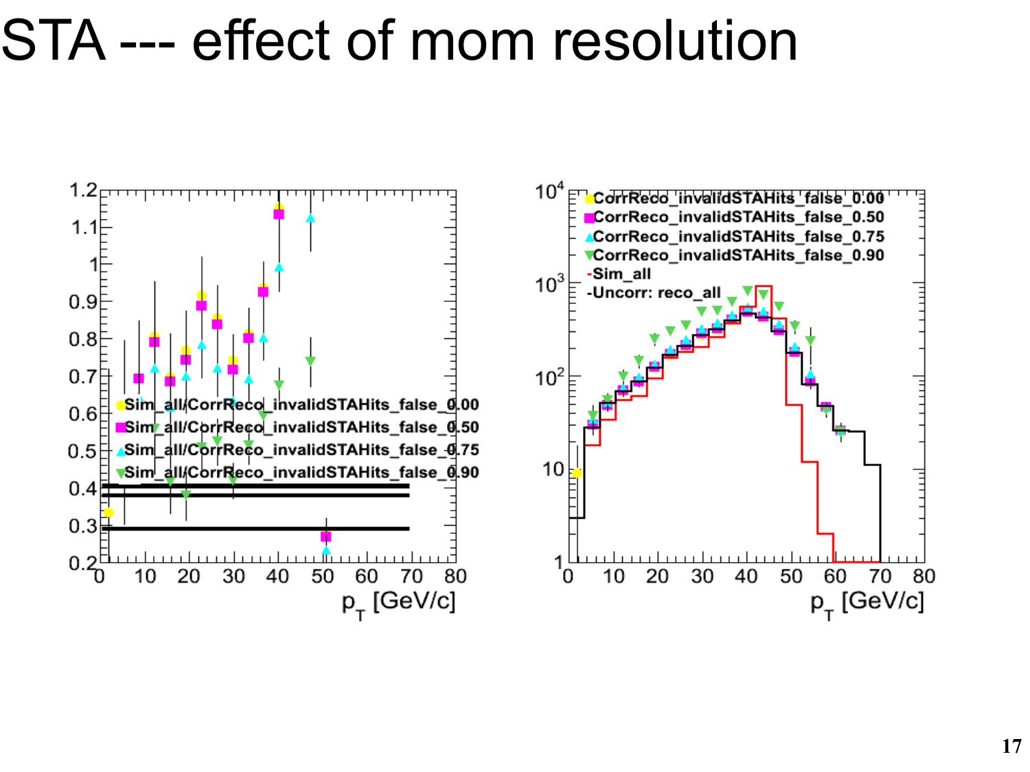# STA --- effect of mom resolution

Sim_all/CorrReco_invalidSTAHits_false_0.00
Sim_all/CorrReco_invalidSTAHits_false_0.50
Sim_all/CorrReco_invalidSTAHits_false_0.75
Sim_all/CorrReco_invalidSTAHits_false_0.90

$p_T$ [GeV/c]

CorrReco_invalidSTAHits_false_0.00
CorrReco_invalidSTAHits_false_0.50
CorrReco_invalidSTAHits_false_0.75
CorrReco_invalidSTAHits_false_0.90
-Sim_all
-Uncorr: reco_all

$p_T$ [GeV/c]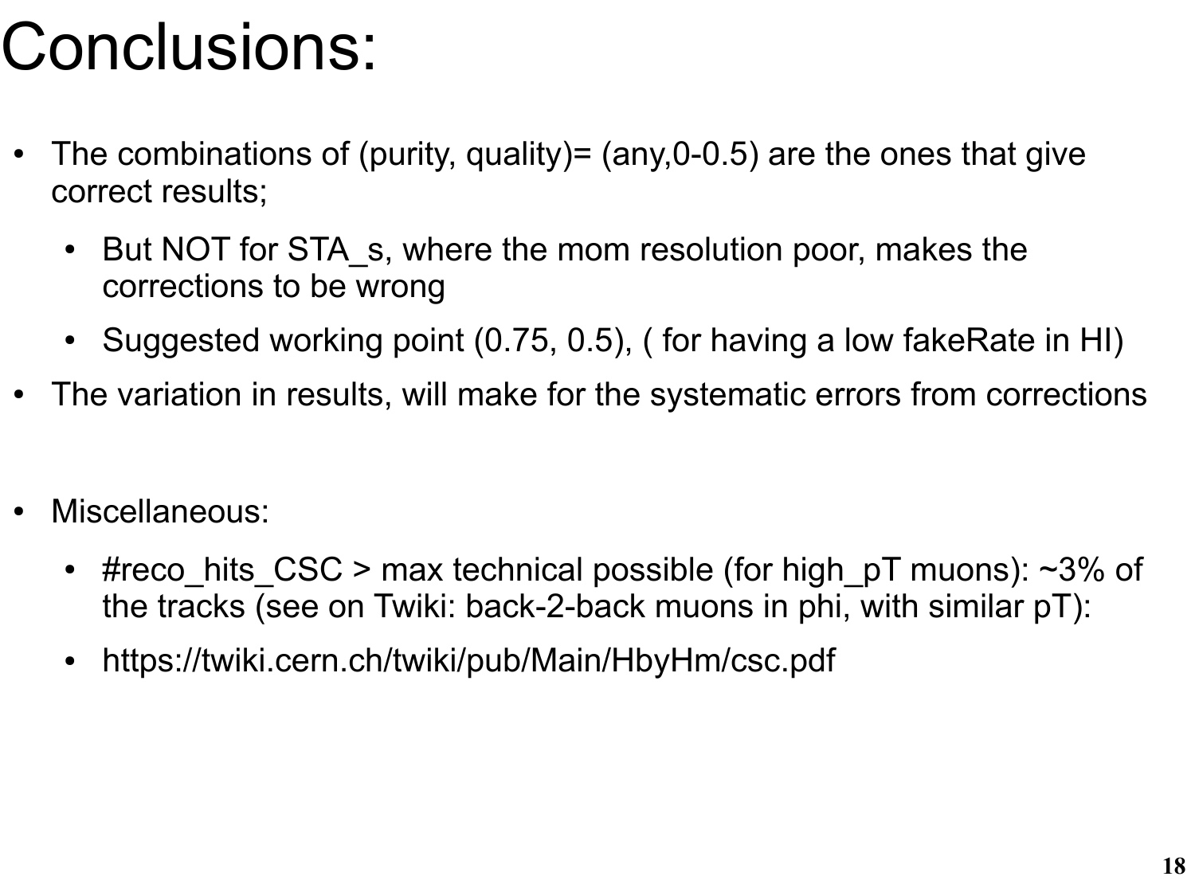# Conclusions:

- The combinations of (purity, quality)= (any,0-0.5) are the ones that give correct results;
  - But NOT for STA_s, where the mom resolution poor, makes the corrections to be wrong
  - Suggested working point (0.75, 0.5), ( for having a low fakeRate in HI)
- The variation in results, will make for the systematic errors from corrections

- Miscellaneous:
  - #reco_hits_CSC > max technical possible (for high_pT muons): ~3% of the tracks (see on Twiki: back-2-back muons in phi, with similar pT):
  - https://twiki.cern.ch/twiki/pub/Main/HbyHm/csc.pdf